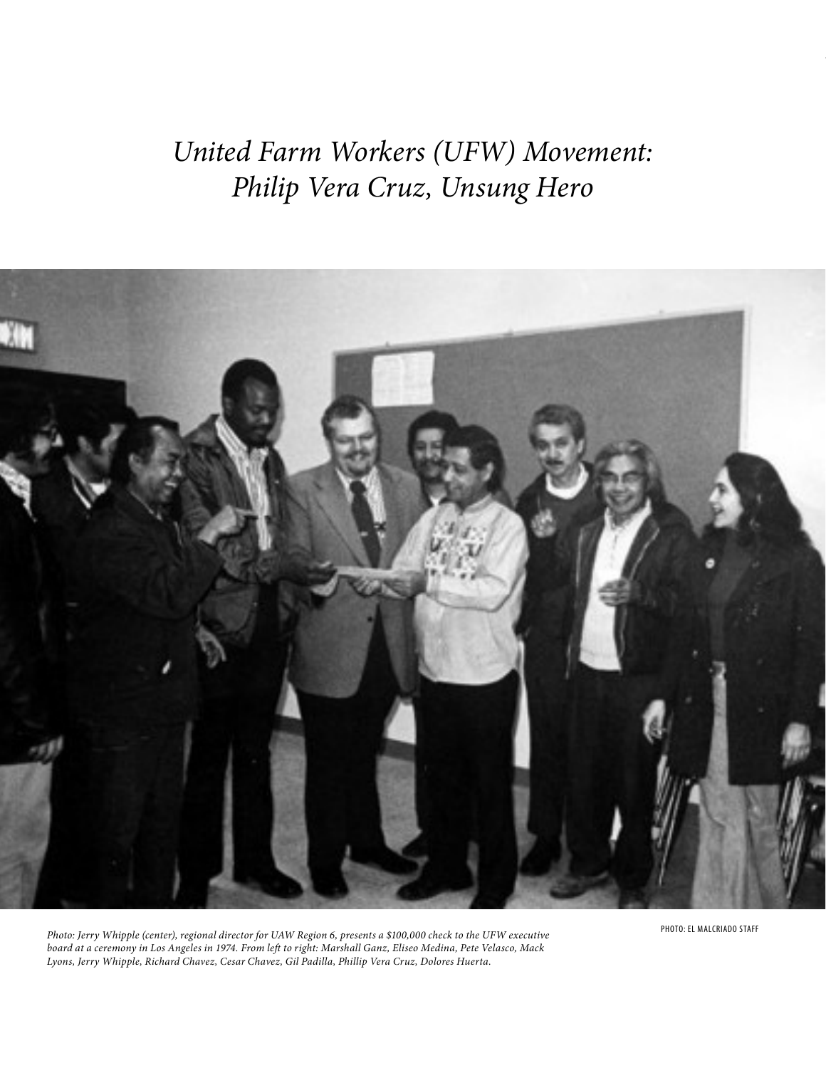# *United Farm Workers (UFW) Movement: Philip Vera Cruz, Unsung Hero*

*Photo: Jerry Whipple (center), regional director for UAW Region 6, presents a $100,000 check to the UFW executive board at a ceremony in Los Angeles in 1974. From left to right: Marshall Ganz, Eliseo Medina, Pete Velasco, Mack Lyons, Jerry Whipple, Richard Chavez, Cesar Chavez, Gil Padilla, Phillip Vera Cruz, Dolores Huerta.*

PHOTO: EL MALCRIADO STAFF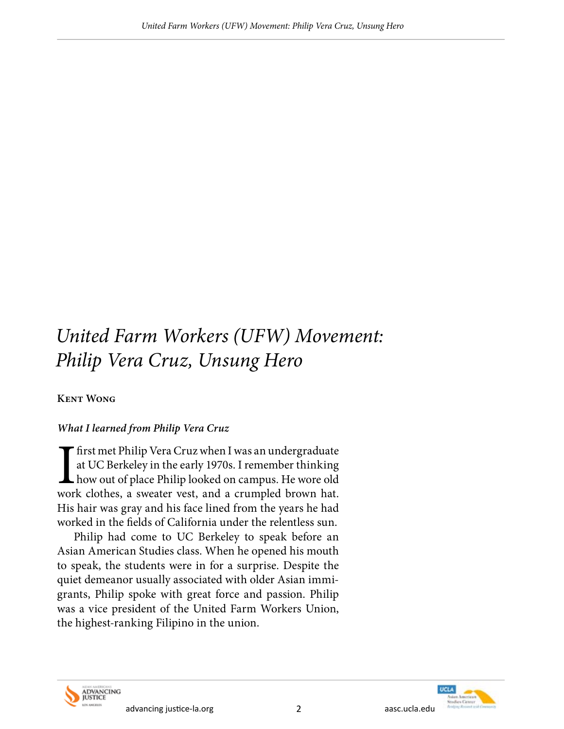# *United Farm Workers (UFW) Movement: Philip Vera Cruz, Unsung Hero*

**Kent Wong**

***What I learned from Philip Vera Cruz***

I first met Philip Vera Cruz when I was an undergraduate at UC Berkeley in the early 1970s. I remember thinking how out of place Philip looked on campus. He wore old work clothes, a sweater vest, and a crumpled brown hat. His hair was gray and his face lined from the years he had worked in the fields of California under the relentless sun.

Philip had come to UC Berkeley to speak before an Asian American Studies class. When he opened his mouth to speak, the students were in for a surprise. Despite the quiet demeanor usually associated with older Asian immigrants, Philip spoke with great force and passion. Philip was a vice president of the United Farm Workers Union, the highest-ranking Filipino in the union.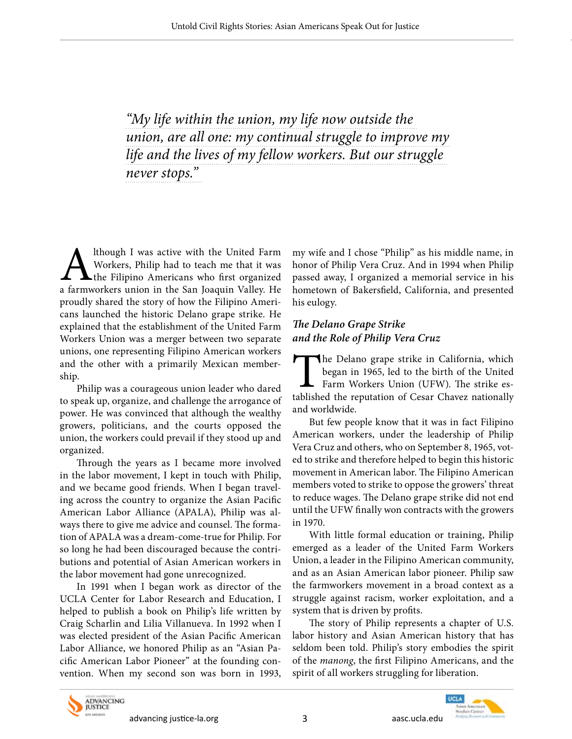*"My life within the union, my life now outside the union, are all one: my continual struggle to improve my life and the lives of my fellow workers. But our struggle never stops."*

Although I was active with the United Farm Workers, Philip had to teach me that it was the Filipino Americans who first organized a farmworkers union in the San Joaquin Valley. He proudly shared the story of how the Filipino Americans launched the historic Delano grape strike. He explained that the establishment of the United Farm Workers Union was a merger between two separate unions, one representing Filipino American workers and the other with a primarily Mexican membership.

Philip was a courageous union leader who dared to speak up, organize, and challenge the arrogance of power. He was convinced that although the wealthy growers, politicians, and the courts opposed the union, the workers could prevail if they stood up and organized.

Through the years as I became more involved in the labor movement, I kept in touch with Philip, and we became good friends. When I began traveling across the country to organize the Asian Pacific American Labor Alliance (APALA), Philip was always there to give me advice and counsel. The formation of APALA was a dream-come-true for Philip. For so long he had been discouraged because the contributions and potential of Asian American workers in the labor movement had gone unrecognized.

In 1991 when I began work as director of the UCLA Center for Labor Research and Education, I helped to publish a book on Philip's life written by Craig Scharlin and Lilia Villanueva. In 1992 when I was elected president of the Asian Pacific American Labor Alliance, we honored Philip as an "Asian Pacific American Labor Pioneer" at the founding convention. When my second son was born in 1993, my wife and I chose "Philip" as his middle name, in honor of Philip Vera Cruz. And in 1994 when Philip passed away, I organized a memorial service in his hometown of Bakersfield, California, and presented his eulogy.

### *The Delano Grape Strike and the Role of Philip Vera Cruz*

The Delano grape strike in California, which began in 1965, led to the birth of the United Farm Workers Union (UFW). The strike established the reputation of Cesar Chavez nationally and worldwide.

But few people know that it was in fact Filipino American workers, under the leadership of Philip Vera Cruz and others, who on September 8, 1965, voted to strike and therefore helped to begin this historic movement in American labor. The Filipino American members voted to strike to oppose the growers' threat to reduce wages. The Delano grape strike did not end until the UFW finally won contracts with the growers in 1970.

With little formal education or training, Philip emerged as a leader of the United Farm Workers Union, a leader in the Filipino American community, and as an Asian American labor pioneer. Philip saw the farmworkers movement in a broad context as a struggle against racism, worker exploitation, and a system that is driven by profits.

The story of Philip represents a chapter of U.S. labor history and Asian American history that has seldom been told. Philip's story embodies the spirit of the *manong*, the first Filipino Americans, and the spirit of all workers struggling for liberation.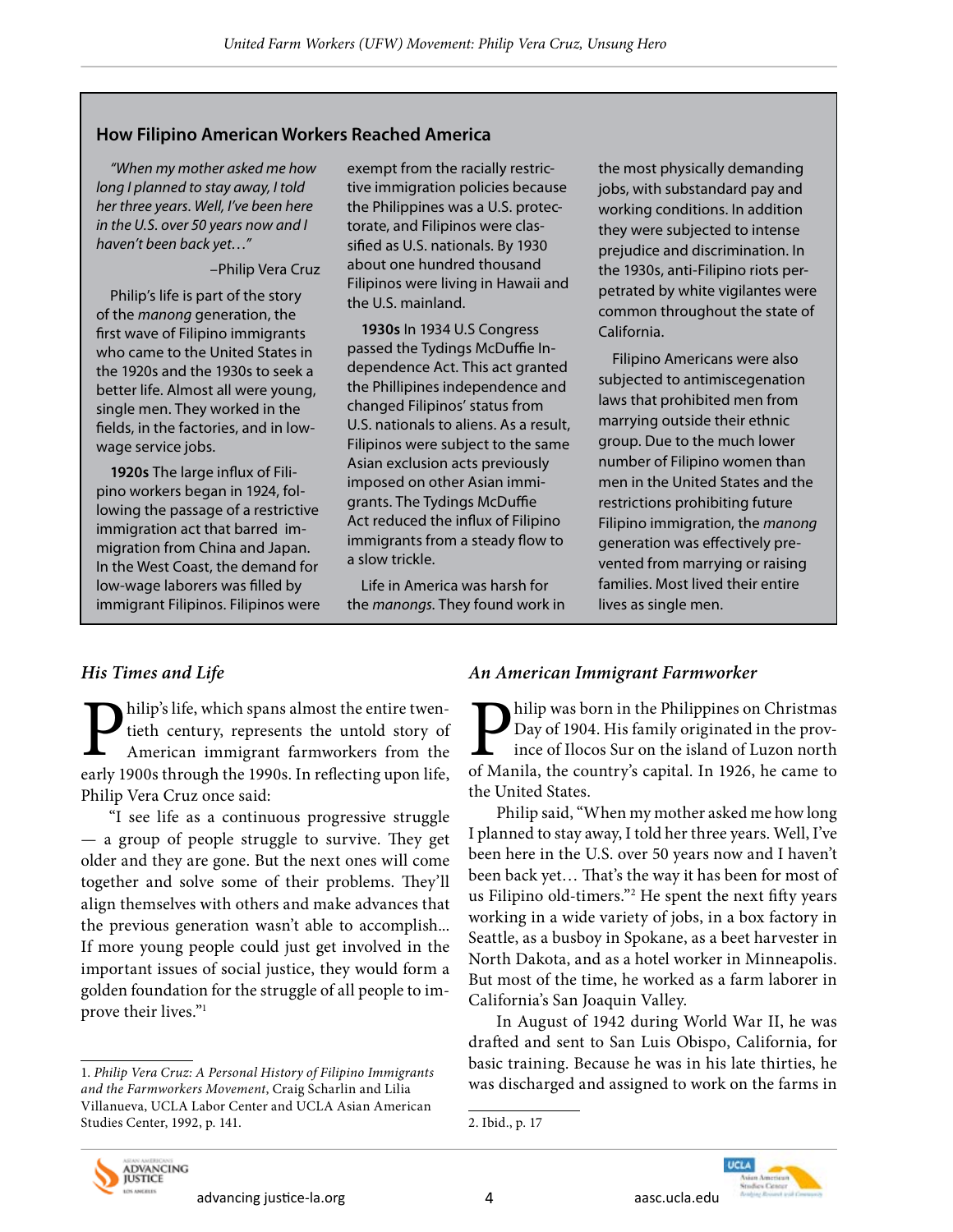## How Filipino American Workers Reached America

*"When my mother asked me how long I planned to stay away, I told her three years. Well, I've been here in the U.S. over 50 years now and I haven't been back yet…"*

–Philip Vera Cruz

Philip's life is part of the story of the *manong* generation, the first wave of Filipino immigrants who came to the United States in the 1920s and the 1930s to seek a better life. Almost all were young, single men. They worked in the fields, in the factories, and in low-wage service jobs.

**1920s** The large influx of Filipino workers began in 1924, following the passage of a restrictive immigration act that barred immigration from China and Japan. In the West Coast, the demand for low-wage laborers was filled by immigrant Filipinos. Filipinos were exempt from the racially restrictive immigration policies because the Philippines was a U.S. protectorate, and Filipinos were classified as U.S. nationals. By 1930 about one hundred thousand Filipinos were living in Hawaii and the U.S. mainland.

**1930s** In 1934 U.S Congress passed the Tydings McDuffie Independence Act. This act granted the Phillipines independence and changed Filipinos' status from U.S. nationals to aliens. As a result, Filipinos were subject to the same Asian exclusion acts previously imposed on other Asian immigrants. The Tydings McDuffie Act reduced the influx of Filipino immigrants from a steady flow to a slow trickle.

Life in America was harsh for the *manongs*. They found work in the most physically demanding jobs, with substandard pay and working conditions. In addition they were subjected to intense prejudice and discrimination. In the 1930s, anti-Filipino riots perpetrated by white vigilantes were common throughout the state of California.

Filipino Americans were also subjected to antimiscegenation laws that prohibited men from marrying outside their ethnic group. Due to the much lower number of Filipino women than men in the United States and the restrictions prohibiting future Filipino immigration, the *manong* generation was effectively prevented from marrying or raising families. Most lived their entire lives as single men.

### *His Times and Life*

Philip's life, which spans almost the entire twentieth century, represents the untold story of American immigrant farmworkers from the early 1900s through the 1990s. In reflecting upon life, Philip Vera Cruz once said:

"I see life as a continuous progressive struggle — a group of people struggle to survive. They get older and they are gone. But the next ones will come together and solve some of their problems. They'll align themselves with others and make advances that the previous generation wasn't able to accomplish... If more young people could just get involved in the important issues of social justice, they would form a golden foundation for the struggle of all people to improve their lives."[1]

1. *Philip Vera Cruz: A Personal History of Filipino Immigrants and the Farmworkers Movement*, Craig Scharlin and Lilia Villanueva, UCLA Labor Center and UCLA Asian American Studies Center, 1992, p. 141.

### *An American Immigrant Farmworker*

Philip was born in the Philippines on Christmas Day of 1904. His family originated in the province of Ilocos Sur on the island of Luzon north of Manila, the country's capital. In 1926, he came to the United States.

Philip said, "When my mother asked me how long I planned to stay away, I told her three years. Well, I've been here in the U.S. over 50 years now and I haven't been back yet… That's the way it has been for most of us Filipino old-timers."[2] He spent the next fifty years working in a wide variety of jobs, in a box factory in Seattle, as a busboy in Spokane, as a beet harvester in North Dakota, and as a hotel worker in Minneapolis. But most of the time, he worked as a farm laborer in California's San Joaquin Valley.

In August of 1942 during World War II, he was drafted and sent to San Luis Obispo, California, for basic training. Because he was in his late thirties, he was discharged and assigned to work on the farms in

2. Ibid., p. 17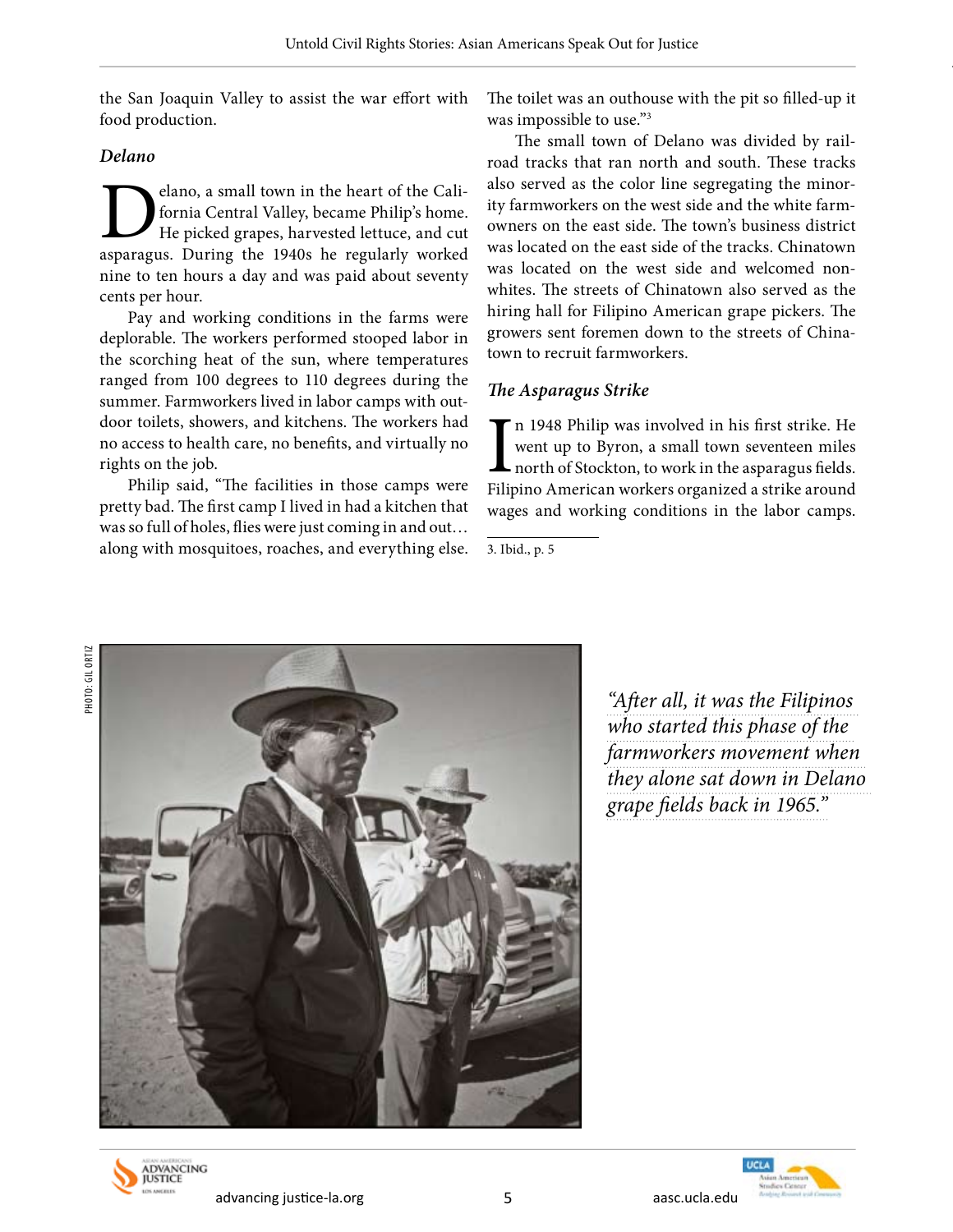the San Joaquin Valley to assist the war effort with food production.

### *Delano*

Delano, a small town in the heart of the California Central Valley, became Philip's home. He picked grapes, harvested lettuce, and cut asparagus. During the 1940s he regularly worked nine to ten hours a day and was paid about seventy cents per hour.

Pay and working conditions in the farms were deplorable. The workers performed stooped labor in the scorching heat of the sun, where temperatures ranged from 100 degrees to 110 degrees during the summer. Farmworkers lived in labor camps with outdoor toilets, showers, and kitchens. The workers had no access to health care, no benefits, and virtually no rights on the job.

Philip said, "The facilities in those camps were pretty bad. The first camp I lived in had a kitchen that was so full of holes, flies were just coming in and out… along with mosquitoes, roaches, and everything else. The toilet was an outhouse with the pit so filled-up it was impossible to use."[3]

The small town of Delano was divided by railroad tracks that ran north and south. These tracks also served as the color line segregating the minority farmworkers on the west side and the white farmowners on the east side. The town's business district was located on the east side of the tracks. Chinatown was located on the west side and welcomed nonwhites. The streets of Chinatown also served as the hiring hall for Filipino American grape pickers. The growers sent foremen down to the streets of Chinatown to recruit farmworkers.

### *The Asparagus Strike*

In 1948 Philip was involved in his first strike. He went up to Byron, a small town seventeen miles north of Stockton, to work in the asparagus fields. Filipino American workers organized a strike around wages and working conditions in the labor camps.

3. Ibid., p. 5

PHOTO: GIL ORTIZ

*"After all, it was the Filipinos who started this phase of the farmworkers movement when they alone sat down in Delano grape fields back in 1965."*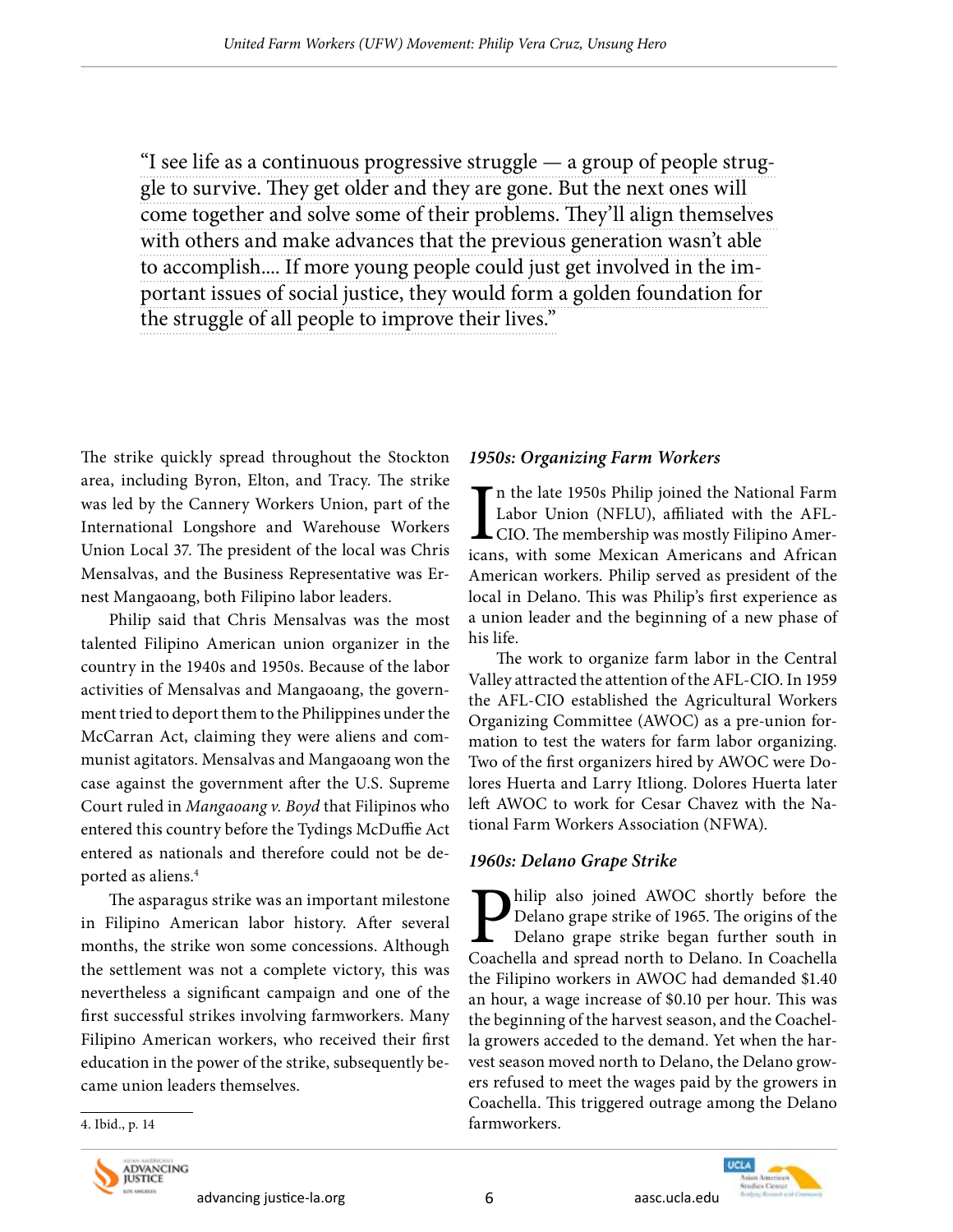"I see life as a continuous progressive struggle — a group of people struggle to survive. They get older and they are gone. But the next ones will come together and solve some of their problems. They'll align themselves with others and make advances that the previous generation wasn't able to accomplish.... If more young people could just get involved in the important issues of social justice, they would form a golden foundation for the struggle of all people to improve their lives."

The strike quickly spread throughout the Stockton area, including Byron, Elton, and Tracy. The strike was led by the Cannery Workers Union, part of the International Longshore and Warehouse Workers Union Local 37. The president of the local was Chris Mensalvas, and the Business Representative was Ernest Mangaoang, both Filipino labor leaders.

Philip said that Chris Mensalvas was the most talented Filipino American union organizer in the country in the 1940s and 1950s. Because of the labor activities of Mensalvas and Mangaoang, the government tried to deport them to the Philippines under the McCarran Act, claiming they were aliens and communist agitators. Mensalvas and Mangaoang won the case against the government after the U.S. Supreme Court ruled in *Mangaoang v. Boyd* that Filipinos who entered this country before the Tydings McDuffie Act entered as nationals and therefore could not be deported as aliens.[4]

The asparagus strike was an important milestone in Filipino American labor history. After several months, the strike won some concessions. Although the settlement was not a complete victory, this was nevertheless a significant campaign and one of the first successful strikes involving farmworkers. Many Filipino American workers, who received their first education in the power of the strike, subsequently became union leaders themselves.

4. Ibid., p. 14

### *1950s: Organizing Farm Workers*

In the late 1950s Philip joined the National Farm Labor Union (NFLU), affiliated with the AFL-CIO. The membership was mostly Filipino Americans, with some Mexican Americans and African American workers. Philip served as president of the local in Delano. This was Philip's first experience as a union leader and the beginning of a new phase of his life.

The work to organize farm labor in the Central Valley attracted the attention of the AFL-CIO. In 1959 the AFL-CIO established the Agricultural Workers Organizing Committee (AWOC) as a pre-union formation to test the waters for farm labor organizing. Two of the first organizers hired by AWOC were Dolores Huerta and Larry Itliong. Dolores Huerta later left AWOC to work for Cesar Chavez with the National Farm Workers Association (NFWA).

### *1960s: Delano Grape Strike*

Philip also joined AWOC shortly before the Delano grape strike of 1965. The origins of the Delano grape strike began further south in Coachella and spread north to Delano. In Coachella the Filipino workers in AWOC had demanded $1.40 an hour, a wage increase of $0.10 per hour. This was the beginning of the harvest season, and the Coachella growers acceded to the demand. Yet when the harvest season moved north to Delano, the Delano growers refused to meet the wages paid by the growers in Coachella. This triggered outrage among the Delano farmworkers.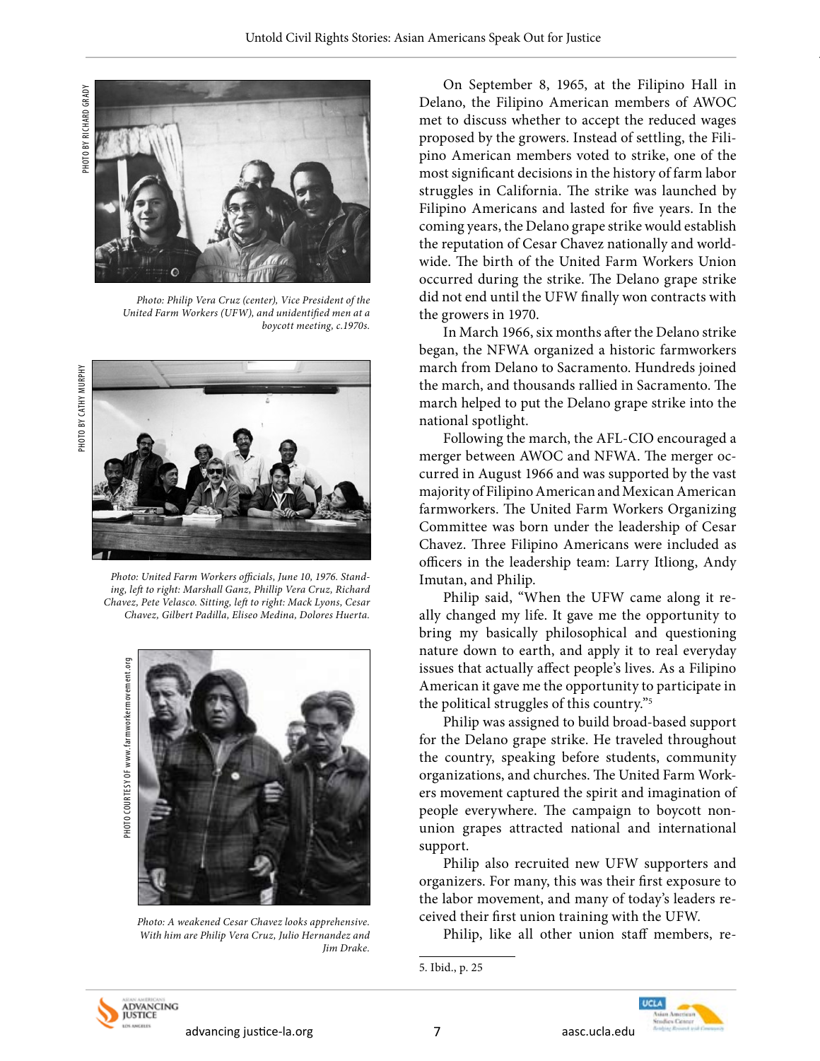PHOTO BY RICHARD GRADY

*Photo: Philip Vera Cruz (center), Vice President of the United Farm Workers (UFW), and unidentified men at a boycott meeting, c.1970s.*

PHOTO BY CATHY MURPHY

*Photo: United Farm Workers officials, June 10, 1976. Standing, left to right: Marshall Ganz, Phillip Vera Cruz, Richard Chavez, Pete Velasco. Sitting, left to right: Mack Lyons, Cesar Chavez, Gilbert Padilla, Eliseo Medina, Dolores Huerta.*

PHOTO COURTESY OF www.farmworkermovement.org

*Photo: A weakened Cesar Chavez looks apprehensive. With him are Philip Vera Cruz, Julio Hernandez and Jim Drake.*

On September 8, 1965, at the Filipino Hall in Delano, the Filipino American members of AWOC met to discuss whether to accept the reduced wages proposed by the growers. Instead of settling, the Filipino American members voted to strike, one of the most significant decisions in the history of farm labor struggles in California. The strike was launched by Filipino Americans and lasted for five years. In the coming years, the Delano grape strike would establish the reputation of Cesar Chavez nationally and worldwide. The birth of the United Farm Workers Union occurred during the strike. The Delano grape strike did not end until the UFW finally won contracts with the growers in 1970.

In March 1966, six months after the Delano strike began, the NFWA organized a historic farmworkers march from Delano to Sacramento. Hundreds joined the march, and thousands rallied in Sacramento. The march helped to put the Delano grape strike into the national spotlight.

Following the march, the AFL-CIO encouraged a merger between AWOC and NFWA. The merger occurred in August 1966 and was supported by the vast majority of Filipino American and Mexican American farmworkers. The United Farm Workers Organizing Committee was born under the leadership of Cesar Chavez. Three Filipino Americans were included as officers in the leadership team: Larry Itliong, Andy Imutan, and Philip.

Philip said, "When the UFW came along it really changed my life. It gave me the opportunity to bring my basically philosophical and questioning nature down to earth, and apply it to real everyday issues that actually affect people's lives. As a Filipino American it gave me the opportunity to participate in the political struggles of this country."[5]

Philip was assigned to build broad-based support for the Delano grape strike. He traveled throughout the country, speaking before students, community organizations, and churches. The United Farm Workers movement captured the spirit and imagination of people everywhere. The campaign to boycott non-union grapes attracted national and international support.

Philip also recruited new UFW supporters and organizers. For many, this was their first exposure to the labor movement, and many of today's leaders received their first union training with the UFW.

Philip, like all other union staff members, re-

5. Ibid., p. 25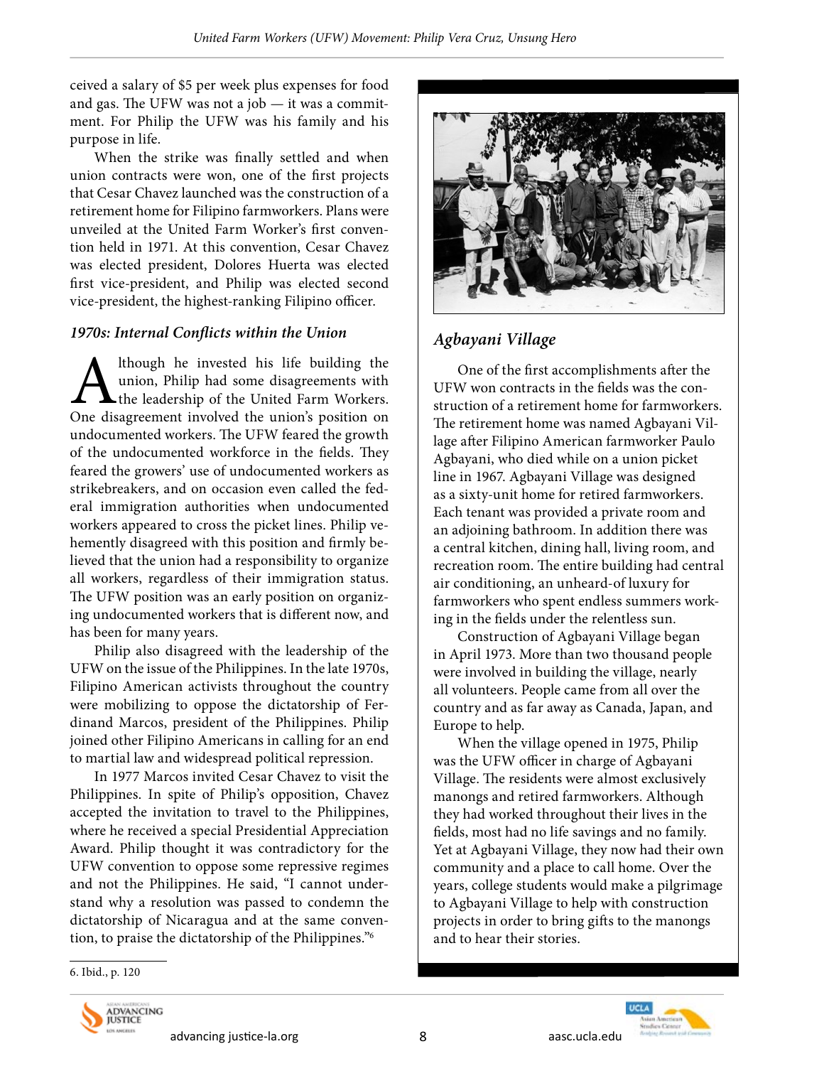ceived a salary of $5 per week plus expenses for food and gas. The UFW was not a job — it was a commitment. For Philip the UFW was his family and his purpose in life.

When the strike was finally settled and when union contracts were won, one of the first projects that Cesar Chavez launched was the construction of a retirement home for Filipino farmworkers. Plans were unveiled at the United Farm Worker's first convention held in 1971. At this convention, Cesar Chavez was elected president, Dolores Huerta was elected first vice-president, and Philip was elected second vice-president, the highest-ranking Filipino officer.

### *1970s: Internal Conflicts within the Union*

Although he invested his life building the union, Philip had some disagreements with the leadership of the United Farm Workers. One disagreement involved the union's position on undocumented workers. The UFW feared the growth of the undocumented workforce in the fields. They feared the growers' use of undocumented workers as strikebreakers, and on occasion even called the federal immigration authorities when undocumented workers appeared to cross the picket lines. Philip vehemently disagreed with this position and firmly believed that the union had a responsibility to organize all workers, regardless of their immigration status. The UFW position was an early position on organizing undocumented workers that is different now, and has been for many years.

Philip also disagreed with the leadership of the UFW on the issue of the Philippines. In the late 1970s, Filipino American activists throughout the country were mobilizing to oppose the dictatorship of Ferdinand Marcos, president of the Philippines. Philip joined other Filipino Americans in calling for an end to martial law and widespread political repression.

In 1977 Marcos invited Cesar Chavez to visit the Philippines. In spite of Philip's opposition, Chavez accepted the invitation to travel to the Philippines, where he received a special Presidential Appreciation Award. Philip thought it was contradictory for the UFW convention to oppose some repressive regimes and not the Philippines. He said, "I cannot understand why a resolution was passed to condemn the dictatorship of Nicaragua and at the same convention, to praise the dictatorship of the Philippines."[6]

### *Agbayani Village*

One of the first accomplishments after the UFW won contracts in the fields was the construction of a retirement home for farmworkers. The retirement home was named Agbayani Village after Filipino American farmworker Paulo Agbayani, who died while on a union picket line in 1967. Agbayani Village was designed as a sixty-unit home for retired farmworkers. Each tenant was provided a private room and an adjoining bathroom. In addition there was a central kitchen, dining hall, living room, and recreation room. The entire building had central air conditioning, an unheard-of luxury for farmworkers who spent endless summers working in the fields under the relentless sun.

Construction of Agbayani Village began in April 1973. More than two thousand people were involved in building the village, nearly all volunteers. People came from all over the country and as far away as Canada, Japan, and Europe to help.

When the village opened in 1975, Philip was the UFW officer in charge of Agbayani Village. The residents were almost exclusively manongs and retired farmworkers. Although they had worked throughout their lives in the fields, most had no life savings and no family. Yet at Agbayani Village, they now had their own community and a place to call home. Over the years, college students would make a pilgrimage to Agbayani Village to help with construction projects in order to bring gifts to the manongs and to hear their stories.

6. Ibid., p. 120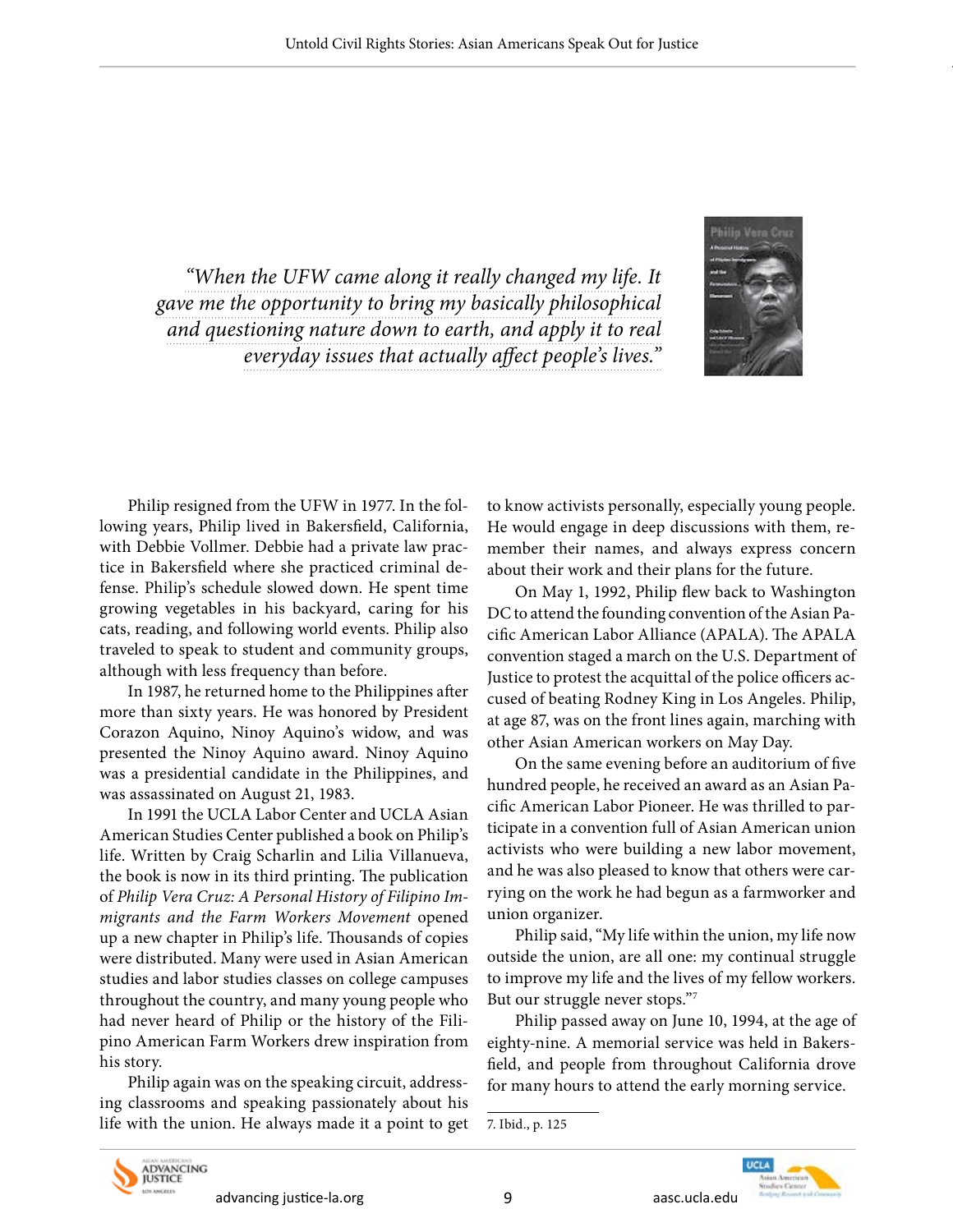*"When the UFW came along it really changed my life. It gave me the opportunity to bring my basically philosophical and questioning nature down to earth, and apply it to real everyday issues that actually affect people's lives."*

Philip resigned from the UFW in 1977. In the following years, Philip lived in Bakersfield, California, with Debbie Vollmer. Debbie had a private law practice in Bakersfield where she practiced criminal defense. Philip's schedule slowed down. He spent time growing vegetables in his backyard, caring for his cats, reading, and following world events. Philip also traveled to speak to student and community groups, although with less frequency than before.

In 1987, he returned home to the Philippines after more than sixty years. He was honored by President Corazon Aquino, Ninoy Aquino's widow, and was presented the Ninoy Aquino award. Ninoy Aquino was a presidential candidate in the Philippines, and was assassinated on August 21, 1983.

In 1991 the UCLA Labor Center and UCLA Asian American Studies Center published a book on Philip's life. Written by Craig Scharlin and Lilia Villanueva, the book is now in its third printing. The publication of *Philip Vera Cruz: A Personal History of Filipino Immigrants and the Farm Workers Movement* opened up a new chapter in Philip's life. Thousands of copies were distributed. Many were used in Asian American studies and labor studies classes on college campuses throughout the country, and many young people who had never heard of Philip or the history of the Filipino American Farm Workers drew inspiration from his story.

Philip again was on the speaking circuit, addressing classrooms and speaking passionately about his life with the union. He always made it a point to get to know activists personally, especially young people. He would engage in deep discussions with them, remember their names, and always express concern about their work and their plans for the future.

On May 1, 1992, Philip flew back to Washington DC to attend the founding convention of the Asian Pacific American Labor Alliance (APALA). The APALA convention staged a march on the U.S. Department of Justice to protest the acquittal of the police officers accused of beating Rodney King in Los Angeles. Philip, at age 87, was on the front lines again, marching with other Asian American workers on May Day.

On the same evening before an auditorium of five hundred people, he received an award as an Asian Pacific American Labor Pioneer. He was thrilled to participate in a convention full of Asian American union activists who were building a new labor movement, and he was also pleased to know that others were carrying on the work he had begun as a farmworker and union organizer.

Philip said, "My life within the union, my life now outside the union, are all one: my continual struggle to improve my life and the lives of my fellow workers. But our struggle never stops."[7]

Philip passed away on June 10, 1994, at the age of eighty-nine. A memorial service was held in Bakersfield, and people from throughout California drove for many hours to attend the early morning service.

---

7. Ibid., p. 125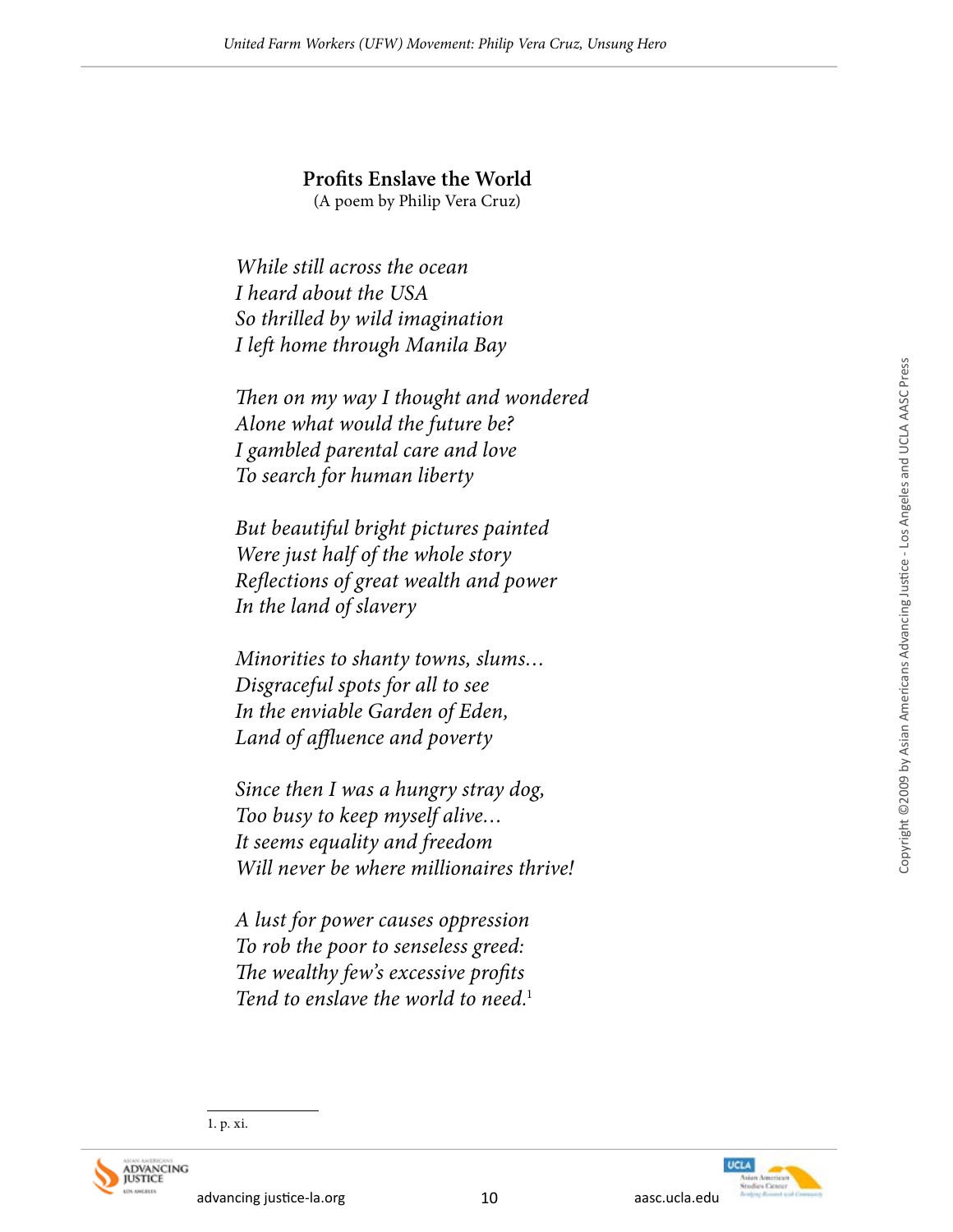**Profits Enslave the World**
(A poem by Philip Vera Cruz)

*While still across the ocean*
*I heard about the USA*
*So thrilled by wild imagination*
*I left home through Manila Bay*

*Then on my way I thought and wondered*
*Alone what would the future be?*
*I gambled parental care and love*
*To search for human liberty*

*But beautiful bright pictures painted*
*Were just half of the whole story*
*Reflections of great wealth and power*
*In the land of slavery*

*Minorities to shanty towns, slums…*
*Disgraceful spots for all to see*
*In the enviable Garden of Eden,*
*Land of affluence and poverty*

*Since then I was a hungry stray dog,*
*Too busy to keep myself alive…*
*It seems equality and freedom*
*Will never be where millionaires thrive!*

*A lust for power causes oppression*
*To rob the poor to senseless greed:*
*The wealthy few's excessive profits*
*Tend to enslave the world to need.*[1]

---

1. p. xi.

Copyright ©2009 by Asian Americans Advancing Justice - Los Angeles and UCLA AASC Press